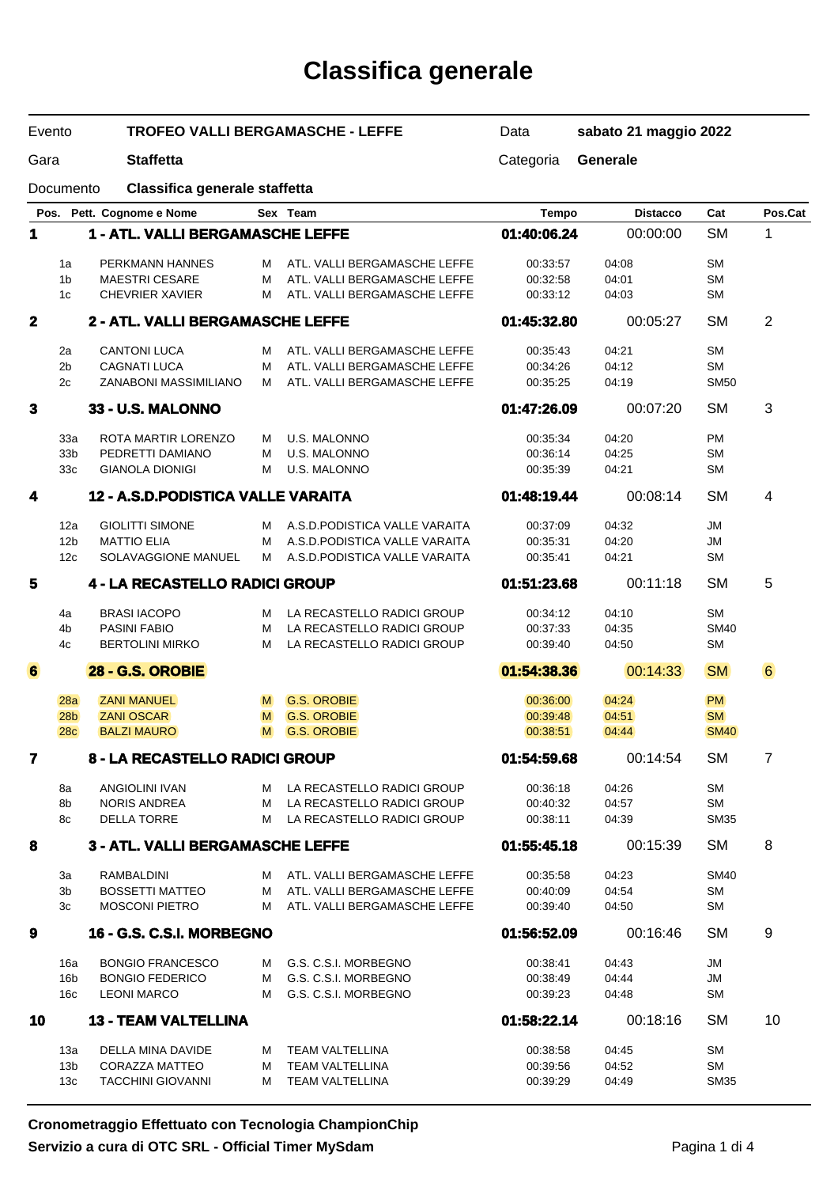# Classifica generale

| | | | |
|---|---|---|---|
| Evento | **TROFEO VALLI BERGAMASCHE - LEFFE** | Data | **sabato 21 maggio 2022** |
| Gara | **Staffetta** | Categoria | **Generale** |
| Documento | **Classifica generale staffetta** | | |

| Pos. | Pett. | Cognome e Nome | Sex | Team | Tempo | Distacco | Cat | Pos.Cat |
|---|---|---|---|---|---|---|---|---|
| **1** | | **1 - ATL. VALLI BERGAMASCHE LEFFE** | | | **01:40:06.24** | 00:00:00 | SM | 1 |
| | 1a | PERKMANN HANNES | M | ATL. VALLI BERGAMASCHE LEFFE | 00:33:57 | 04:08 | SM | |
| | 1b | MAESTRI CESARE | M | ATL. VALLI BERGAMASCHE LEFFE | 00:32:58 | 04:01 | SM | |
| | 1c | CHEVRIER XAVIER | M | ATL. VALLI BERGAMASCHE LEFFE | 00:33:12 | 04:03 | SM | |
| **2** | | **2 - ATL. VALLI BERGAMASCHE LEFFE** | | | **01:45:32.80** | 00:05:27 | SM | 2 |
| | 2a | CANTONI LUCA | M | ATL. VALLI BERGAMASCHE LEFFE | 00:35:43 | 04:21 | SM | |
| | 2b | CAGNATI LUCA | M | ATL. VALLI BERGAMASCHE LEFFE | 00:34:26 | 04:12 | SM | |
| | 2c | ZANABONI MASSIMILIANO | M | ATL. VALLI BERGAMASCHE LEFFE | 00:35:25 | 04:19 | SM50 | |
| **3** | | **33 - U.S. MALONNO** | | | **01:47:26.09** | 00:07:20 | SM | 3 |
| | 33a | ROTA MARTIR LORENZO | M | U.S. MALONNO | 00:35:34 | 04:20 | PM | |
| | 33b | PEDRETTI DAMIANO | M | U.S. MALONNO | 00:36:14 | 04:25 | SM | |
| | 33c | GIANOLA DIONIGI | M | U.S. MALONNO | 00:35:39 | 04:21 | SM | |
| **4** | | **12 - A.S.D.PODISTICA VALLE VARAITA** | | | **01:48:19.44** | 00:08:14 | SM | 4 |
| | 12a | GIOLITTI SIMONE | M | A.S.D.PODISTICA VALLE VARAITA | 00:37:09 | 04:32 | JM | |
| | 12b | MATTIO ELIA | M | A.S.D.PODISTICA VALLE VARAITA | 00:35:31 | 04:20 | JM | |
| | 12c | SOLAVAGGIONE MANUEL | M | A.S.D.PODISTICA VALLE VARAITA | 00:35:41 | 04:21 | SM | |
| **5** | | **4 - LA RECASTELLO RADICI GROUP** | | | **01:51:23.68** | 00:11:18 | SM | 5 |
| | 4a | BRASI IACOPO | M | LA RECASTELLO RADICI GROUP | 00:34:12 | 04:10 | SM | |
| | 4b | PASINI FABIO | M | LA RECASTELLO RADICI GROUP | 00:37:33 | 04:35 | SM40 | |
| | 4c | BERTOLINI MIRKO | M | LA RECASTELLO RADICI GROUP | 00:39:40 | 04:50 | SM | |
| **6** | | **28 - G.S. OROBIE** | | | **01:54:38.36** | 00:14:33 | SM | 6 |
| | 28a | ZANI MANUEL | M | G.S. OROBIE | 00:36:00 | 04:24 | PM | |
| | 28b | ZANI OSCAR | M | G.S. OROBIE | 00:39:48 | 04:51 | SM | |
| | 28c | BALZI MAURO | M | G.S. OROBIE | 00:38:51 | 04:44 | SM40 | |
| **7** | | **8 - LA RECASTELLO RADICI GROUP** | | | **01:54:59.68** | 00:14:54 | SM | 7 |
| | 8a | ANGIOLINI IVAN | M | LA RECASTELLO RADICI GROUP | 00:36:18 | 04:26 | SM | |
| | 8b | NORIS ANDREA | M | LA RECASTELLO RADICI GROUP | 00:40:32 | 04:57 | SM | |
| | 8c | DELLA TORRE | M | LA RECASTELLO RADICI GROUP | 00:38:11 | 04:39 | SM35 | |
| **8** | | **3 - ATL. VALLI BERGAMASCHE LEFFE** | | | **01:55:45.18** | 00:15:39 | SM | 8 |
| | 3a | RAMBALDINI | M | ATL. VALLI BERGAMASCHE LEFFE | 00:35:58 | 04:23 | SM40 | |
| | 3b | BOSSETTI MATTEO | M | ATL. VALLI BERGAMASCHE LEFFE | 00:40:09 | 04:54 | SM | |
| | 3c | MOSCONI PIETRO | M | ATL. VALLI BERGAMASCHE LEFFE | 00:39:40 | 04:50 | SM | |
| **9** | | **16 - G.S. C.S.I. MORBEGNO** | | | **01:56:52.09** | 00:16:46 | SM | 9 |
| | 16a | BONGIO FRANCESCO | M | G.S. C.S.I. MORBEGNO | 00:38:41 | 04:43 | JM | |
| | 16b | BONGIO FEDERICO | M | G.S. C.S.I. MORBEGNO | 00:38:49 | 04:44 | JM | |
| | 16c | LEONI MARCO | M | G.S. C.S.I. MORBEGNO | 00:39:23 | 04:48 | SM | |
| **10** | | **13 - TEAM VALTELLINA** | | | **01:58:22.14** | 00:18:16 | SM | 10 |
| | 13a | DELLA MINA DAVIDE | M | TEAM VALTELLINA | 00:38:58 | 04:45 | SM | |
| | 13b | CORAZZA MATTEO | M | TEAM VALTELLINA | 00:39:56 | 04:52 | SM | |
| | 13c | TACCHINI GIOVANNI | M | TEAM VALTELLINA | 00:39:29 | 04:49 | SM35 | |

**Cronometraggio Effettuato con Tecnologia ChampionChip**
**Servizio a cura di OTC SRL - Official Timer MySdam**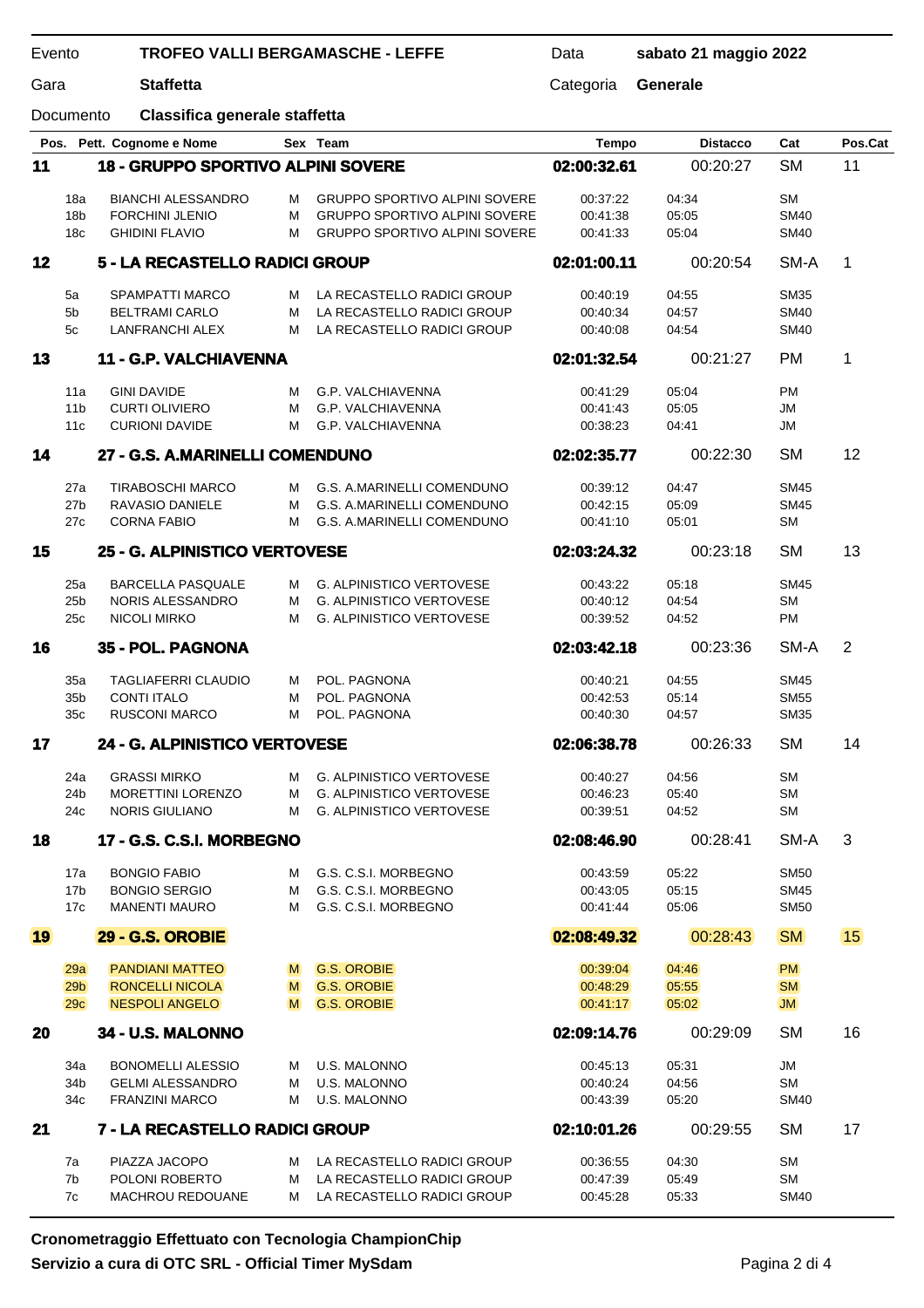| | | | | | |
|---|---|---|---|---|---|
| Evento | **TROFEO VALLI BERGAMASCHE - LEFFE** | Data | **sabato 21 maggio 2022** | | |
| Gara | **Staffetta** | Categoria | **Generale** | | |
| Documento | **Classifica generale staffetta** | | | | |

| Pos. | Pett. Cognome e Nome | Sex | Team | Tempo | Distacco | Cat | Pos.Cat |
|---|---|---|---|---|---|---|---|
| **11** | **18 - GRUPPO SPORTIVO ALPINI SOVERE** | | | **02:00:32.61** | 00:20:27 | SM | 11 |
| 18a | BIANCHI ALESSANDRO | M | GRUPPO SPORTIVO ALPINI SOVERE | 00:37:22 | 04:34 | SM | |
| 18b | FORCHINI JLENIO | M | GRUPPO SPORTIVO ALPINI SOVERE | 00:41:38 | 05:05 | SM40 | |
| 18c | GHIDINI FLAVIO | M | GRUPPO SPORTIVO ALPINI SOVERE | 00:41:33 | 05:04 | SM40 | |
| **12** | **5 - LA RECASTELLO RADICI GROUP** | | | **02:01:00.11** | 00:20:54 | SM-A | 1 |
| 5a | SPAMPATTI MARCO | M | LA RECASTELLO RADICI GROUP | 00:40:19 | 04:55 | SM35 | |
| 5b | BELTRAMI CARLO | M | LA RECASTELLO RADICI GROUP | 00:40:34 | 04:57 | SM40 | |
| 5c | LANFRANCHI ALEX | M | LA RECASTELLO RADICI GROUP | 00:40:08 | 04:54 | SM40 | |
| **13** | **11 - G.P. VALCHIAVENNA** | | | **02:01:32.54** | 00:21:27 | PM | 1 |
| 11a | GINI DAVIDE | M | G.P. VALCHIAVENNA | 00:41:29 | 05:04 | PM | |
| 11b | CURTI OLIVIERO | M | G.P. VALCHIAVENNA | 00:41:43 | 05:05 | JM | |
| 11c | CURIONI DAVIDE | M | G.P. VALCHIAVENNA | 00:38:23 | 04:41 | JM | |
| **14** | **27 - G.S. A.MARINELLI COMENDUNO** | | | **02:02:35.77** | 00:22:30 | SM | 12 |
| 27a | TIRABOSCHI MARCO | M | G.S. A.MARINELLI COMENDUNO | 00:39:12 | 04:47 | SM45 | |
| 27b | RAVASIO DANIELE | M | G.S. A.MARINELLI COMENDUNO | 00:42:15 | 05:09 | SM45 | |
| 27c | CORNA FABIO | M | G.S. A.MARINELLI COMENDUNO | 00:41:10 | 05:01 | SM | |
| **15** | **25 - G. ALPINISTICO VERTOVESE** | | | **02:03:24.32** | 00:23:18 | SM | 13 |
| 25a | BARCELLA PASQUALE | M | G. ALPINISTICO VERTOVESE | 00:43:22 | 05:18 | SM45 | |
| 25b | NORIS ALESSANDRO | M | G. ALPINISTICO VERTOVESE | 00:40:12 | 04:54 | SM | |
| 25c | NICOLI MIRKO | M | G. ALPINISTICO VERTOVESE | 00:39:52 | 04:52 | PM | |
| **16** | **35 - POL. PAGNONA** | | | **02:03:42.18** | 00:23:36 | SM-A | 2 |
| 35a | TAGLIAFERRI CLAUDIO | M | POL. PAGNONA | 00:40:21 | 04:55 | SM45 | |
| 35b | CONTI ITALO | M | POL. PAGNONA | 00:42:53 | 05:14 | SM55 | |
| 35c | RUSCONI MARCO | M | POL. PAGNONA | 00:40:30 | 04:57 | SM35 | |
| **17** | **24 - G. ALPINISTICO VERTOVESE** | | | **02:06:38.78** | 00:26:33 | SM | 14 |
| 24a | GRASSI MIRKO | M | G. ALPINISTICO VERTOVESE | 00:40:27 | 04:56 | SM | |
| 24b | MORETTINI LORENZO | M | G. ALPINISTICO VERTOVESE | 00:46:23 | 05:40 | SM | |
| 24c | NORIS GIULIANO | M | G. ALPINISTICO VERTOVESE | 00:39:51 | 04:52 | SM | |
| **18** | **17 - G.S. C.S.I. MORBEGNO** | | | **02:08:46.90** | 00:28:41 | SM-A | 3 |
| 17a | BONGIO FABIO | M | G.S. C.S.I. MORBEGNO | 00:43:59 | 05:22 | SM50 | |
| 17b | BONGIO SERGIO | M | G.S. C.S.I. MORBEGNO | 00:43:05 | 05:15 | SM45 | |
| 17c | MANENTI MAURO | M | G.S. C.S.I. MORBEGNO | 00:41:44 | 05:06 | SM50 | |
| **19** | **29 - G.S. OROBIE** | | | **02:08:49.32** | 00:28:43 | SM | 15 |
| 29a | PANDIANI MATTEO | M | G.S. OROBIE | 00:39:04 | 04:46 | PM | |
| 29b | RONCELLI NICOLA | M | G.S. OROBIE | 00:48:29 | 05:55 | SM | |
| 29c | NESPOLI ANGELO | M | G.S. OROBIE | 00:41:17 | 05:02 | JM | |
| **20** | **34 - U.S. MALONNO** | | | **02:09:14.76** | 00:29:09 | SM | 16 |
| 34a | BONOMELLI ALESSIO | M | U.S. MALONNO | 00:45:13 | 05:31 | JM | |
| 34b | GELMI ALESSANDRO | M | U.S. MALONNO | 00:40:24 | 04:56 | SM | |
| 34c | FRANZINI MARCO | M | U.S. MALONNO | 00:43:39 | 05:20 | SM40 | |
| **21** | **7 - LA RECASTELLO RADICI GROUP** | | | **02:10:01.26** | 00:29:55 | SM | 17 |
| 7a | PIAZZA JACOPO | M | LA RECASTELLO RADICI GROUP | 00:36:55 | 04:30 | SM | |
| 7b | POLONI ROBERTO | M | LA RECASTELLO RADICI GROUP | 00:47:39 | 05:49 | SM | |
| 7c | MACHROU REDOUANE | M | LA RECASTELLO RADICI GROUP | 00:45:28 | 05:33 | SM40 | |

**Cronometraggio Effettuato con Tecnologia ChampionChip**

**Servizio a cura di OTC SRL - Official Timer MySdam**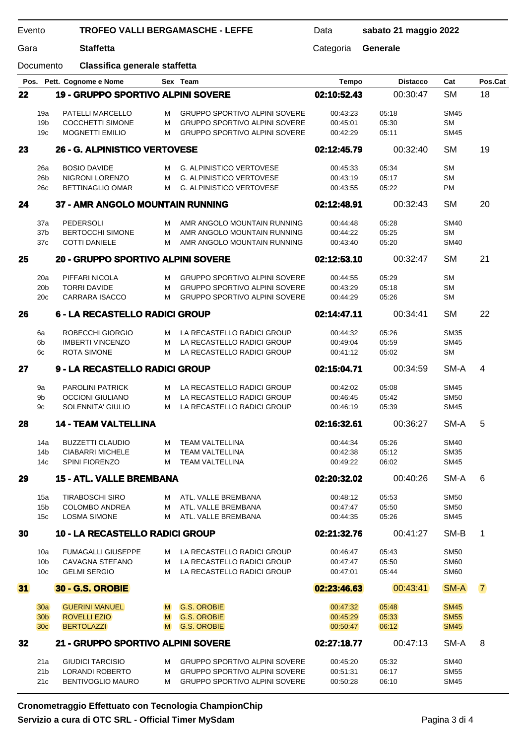| Evento | TROFEO VALLI BERGAMASCHE - LEFFE | Data | sabato 21 maggio 2022 |
|---|---|---|---|
| Gara | Staffetta | Categoria | Generale |
| Documento | Classifica generale staffetta | | |

| Pos. | Pett. | Cognome e Nome | Sex | Team | Tempo | Distacco | Cat | Pos.Cat |
|---|---|---|---|---|---|---|---|---|
| **22** | | **19 - GRUPPO SPORTIVO ALPINI SOVERE** | | | **02:10:52.43** | 00:30:47 | SM | 18 |
| | 19a | PATELLI MARCELLO | M | GRUPPO SPORTIVO ALPINI SOVERE | 00:43:23 | 05:18 | SM45 | |
| | 19b | COCCHETTI SIMONE | M | GRUPPO SPORTIVO ALPINI SOVERE | 00:45:01 | 05:30 | SM | |
| | 19c | MOGNETTI EMILIO | M | GRUPPO SPORTIVO ALPINI SOVERE | 00:42:29 | 05:11 | SM45 | |
| **23** | | **26 - G. ALPINISTICO VERTOVESE** | | | **02:12:45.79** | 00:32:40 | SM | 19 |
| | 26a | BOSIO DAVIDE | M | G. ALPINISTICO VERTOVESE | 00:45:33 | 05:34 | SM | |
| | 26b | NIGRONI LORENZO | M | G. ALPINISTICO VERTOVESE | 00:43:19 | 05:17 | SM | |
| | 26c | BETTINAGLIO OMAR | M | G. ALPINISTICO VERTOVESE | 00:43:55 | 05:22 | PM | |
| **24** | | **37 - AMR ANGOLO MOUNTAIN RUNNING** | | | **02:12:48.91** | 00:32:43 | SM | 20 |
| | 37a | PEDERSOLI | M | AMR ANGOLO MOUNTAIN RUNNING | 00:44:48 | 05:28 | SM40 | |
| | 37b | BERTOCCHI SIMONE | M | AMR ANGOLO MOUNTAIN RUNNING | 00:44:22 | 05:25 | SM | |
| | 37c | COTTI DANIELE | M | AMR ANGOLO MOUNTAIN RUNNING | 00:43:40 | 05:20 | SM40 | |
| **25** | | **20 - GRUPPO SPORTIVO ALPINI SOVERE** | | | **02:12:53.10** | 00:32:47 | SM | 21 |
| | 20a | PIFFARI NICOLA | M | GRUPPO SPORTIVO ALPINI SOVERE | 00:44:55 | 05:29 | SM | |
| | 20b | TORRI DAVIDE | M | GRUPPO SPORTIVO ALPINI SOVERE | 00:43:29 | 05:18 | SM | |
| | 20c | CARRARA ISACCO | M | GRUPPO SPORTIVO ALPINI SOVERE | 00:44:29 | 05:26 | SM | |
| **26** | | **6 - LA RECASTELLO RADICI GROUP** | | | **02:14:47.11** | 00:34:41 | SM | 22 |
| | 6a | ROBECCHI GIORGIO | M | LA RECASTELLO RADICI GROUP | 00:44:32 | 05:26 | SM35 | |
| | 6b | IMBERTI VINCENZO | M | LA RECASTELLO RADICI GROUP | 00:49:04 | 05:59 | SM45 | |
| | 6c | ROTA SIMONE | M | LA RECASTELLO RADICI GROUP | 00:41:12 | 05:02 | SM | |
| **27** | | **9 - LA RECASTELLO RADICI GROUP** | | | **02:15:04.71** | 00:34:59 | SM-A | 4 |
| | 9a | PAROLINI PATRICK | M | LA RECASTELLO RADICI GROUP | 00:42:02 | 05:08 | SM45 | |
| | 9b | OCCIONI GIULIANO | M | LA RECASTELLO RADICI GROUP | 00:46:45 | 05:42 | SM50 | |
| | 9c | SOLENNITA' GIULIO | M | LA RECASTELLO RADICI GROUP | 00:46:19 | 05:39 | SM45 | |
| **28** | | **14 - TEAM VALTELLINA** | | | **02:16:32.61** | 00:36:27 | SM-A | 5 |
| | 14a | BUZZETTI CLAUDIO | M | TEAM VALTELLINA | 00:44:34 | 05:26 | SM40 | |
| | 14b | CIABARRI MICHELE | M | TEAM VALTELLINA | 00:42:38 | 05:12 | SM35 | |
| | 14c | SPINI FIORENZO | M | TEAM VALTELLINA | 00:49:22 | 06:02 | SM45 | |
| **29** | | **15 - ATL. VALLE BREMBANA** | | | **02:20:32.02** | 00:40:26 | SM-A | 6 |
| | 15a | TIRABOSCHI SIRO | M | ATL. VALLE BREMBANA | 00:48:12 | 05:53 | SM50 | |
| | 15b | COLOMBO ANDREA | M | ATL. VALLE BREMBANA | 00:47:47 | 05:50 | SM50 | |
| | 15c | LOSMA SIMONE | M | ATL. VALLE BREMBANA | 00:44:35 | 05:26 | SM45 | |
| **30** | | **10 - LA RECASTELLO RADICI GROUP** | | | **02:21:32.76** | 00:41:27 | SM-B | 1 |
| | 10a | FUMAGALLI GIUSEPPE | M | LA RECASTELLO RADICI GROUP | 00:46:47 | 05:43 | SM50 | |
| | 10b | CAVAGNA STEFANO | M | LA RECASTELLO RADICI GROUP | 00:47:47 | 05:50 | SM60 | |
| | 10c | GELMI SERGIO | M | LA RECASTELLO RADICI GROUP | 00:47:01 | 05:44 | SM60 | |
| **31** | | **30 - G.S. OROBIE** | | | **02:23:46.63** | 00:43:41 | SM-A | 7 |
| | 30a | GUERINI MANUEL | M | G.S. OROBIE | 00:47:32 | 05:48 | SM45 | |
| | 30b | ROVELLI EZIO | M | G.S. OROBIE | 00:45:29 | 05:33 | SM55 | |
| | 30c | BERTOLAZZI | M | G.S. OROBIE | 00:50:47 | 06:12 | SM45 | |
| **32** | | **21 - GRUPPO SPORTIVO ALPINI SOVERE** | | | **02:27:18.77** | 00:47:13 | SM-A | 8 |
| | 21a | GIUDICI TARCISIO | M | GRUPPO SPORTIVO ALPINI SOVERE | 00:45:20 | 05:32 | SM40 | |
| | 21b | LORANDI ROBERTO | M | GRUPPO SPORTIVO ALPINI SOVERE | 00:51:31 | 06:17 | SM55 | |
| | 21c | BENTIVOGLIO MAURO | M | GRUPPO SPORTIVO ALPINI SOVERE | 00:50:28 | 06:10 | SM45 | |

**Cronometraggio Effettuato con Tecnologia ChampionChip**

**Servizio a cura di OTC SRL - Official Timer MySdam**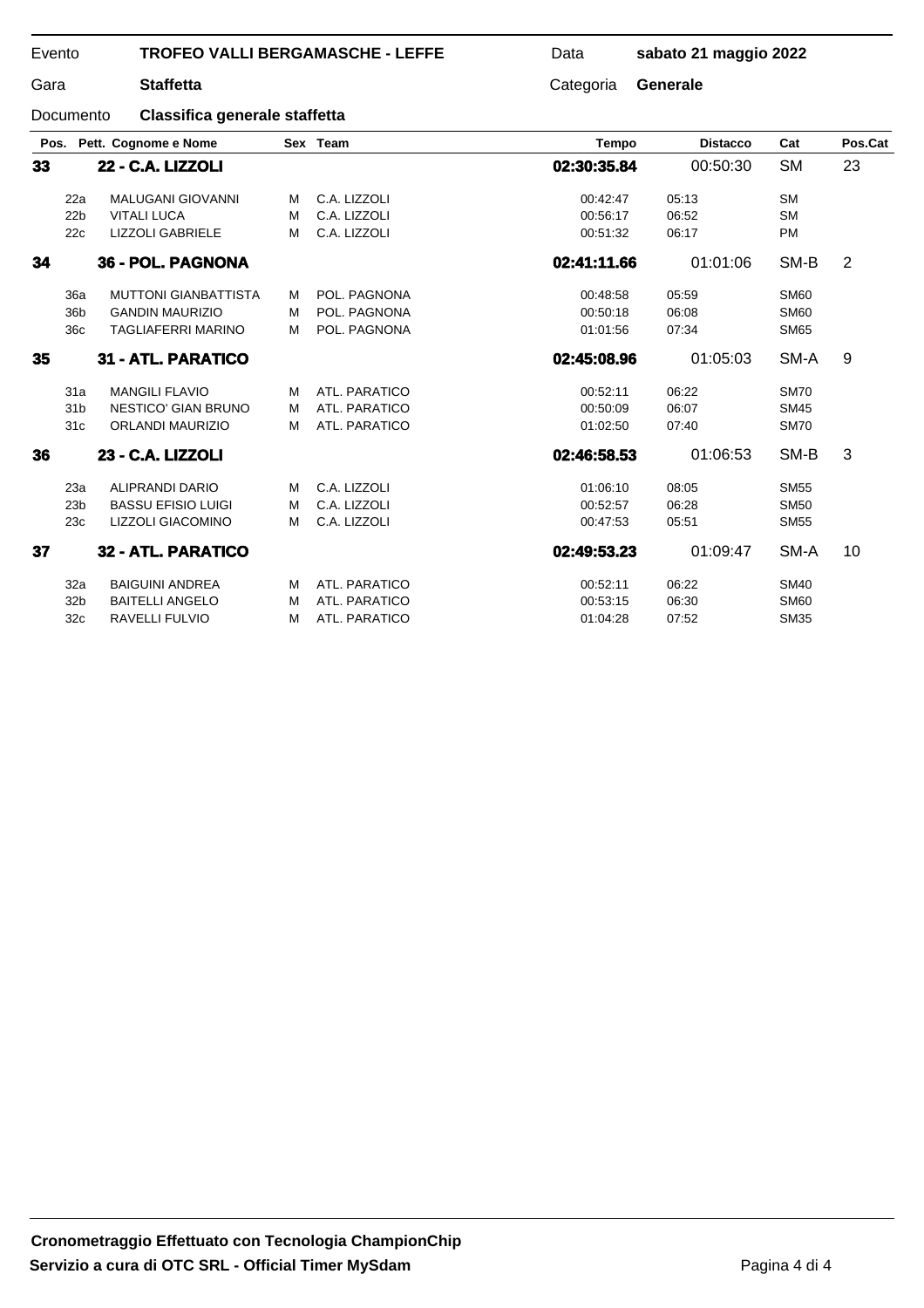Evento **TROFEO VALLI BERGAMASCHE - LEFFE** Data **sabato 21 maggio 2022**

Gara **Staffetta** Categoria **Generale**

Documento **Classifica generale staffetta**

| Pos. | Pett. | Cognome e Nome | Sex | Team | Tempo | Distacco | Cat | Pos.Cat |
|---|---|---|---|---|---|---|---|---|
| **33** | | **22 - C.A. LIZZOLI** | | | **02:30:35.84** | 00:50:30 | SM | 23 |
| | 22a | MALUGANI GIOVANNI | M | C.A. LIZZOLI | 00:42:47 | 05:13 | SM | |
| | 22b | VITALI LUCA | M | C.A. LIZZOLI | 00:56:17 | 06:52 | SM | |
| | 22c | LIZZOLI GABRIELE | M | C.A. LIZZOLI | 00:51:32 | 06:17 | PM | |
| **34** | | **36 - POL. PAGNONA** | | | **02:41:11.66** | 01:01:06 | SM-B | 2 |
| | 36a | MUTTONI GIANBATTISTA | M | POL. PAGNONA | 00:48:58 | 05:59 | SM60 | |
| | 36b | GANDIN MAURIZIO | M | POL. PAGNONA | 00:50:18 | 06:08 | SM60 | |
| | 36c | TAGLIAFERRI MARINO | M | POL. PAGNONA | 01:01:56 | 07:34 | SM65 | |
| **35** | | **31 - ATL. PARATICO** | | | **02:45:08.96** | 01:05:03 | SM-A | 9 |
| | 31a | MANGILI FLAVIO | M | ATL. PARATICO | 00:52:11 | 06:22 | SM70 | |
| | 31b | NESTICO' GIAN BRUNO | M | ATL. PARATICO | 00:50:09 | 06:07 | SM45 | |
| | 31c | ORLANDI MAURIZIO | M | ATL. PARATICO | 01:02:50 | 07:40 | SM70 | |
| **36** | | **23 - C.A. LIZZOLI** | | | **02:46:58.53** | 01:06:53 | SM-B | 3 |
| | 23a | ALIPRANDI DARIO | M | C.A. LIZZOLI | 01:06:10 | 08:05 | SM55 | |
| | 23b | BASSU EFISIO LUIGI | M | C.A. LIZZOLI | 00:52:57 | 06:28 | SM50 | |
| | 23c | LIZZOLI GIACOMINO | M | C.A. LIZZOLI | 00:47:53 | 05:51 | SM55 | |
| **37** | | **32 - ATL. PARATICO** | | | **02:49:53.23** | 01:09:47 | SM-A | 10 |
| | 32a | BAIGUINI ANDREA | M | ATL. PARATICO | 00:52:11 | 06:22 | SM40 | |
| | 32b | BAITELLI ANGELO | M | ATL. PARATICO | 00:53:15 | 06:30 | SM60 | |
| | 32c | RAVELLI FULVIO | M | ATL. PARATICO | 01:04:28 | 07:52 | SM35 | |

**Cronometraggio Effettuato con Tecnologia ChampionChip**
**Servizio a cura di OTC SRL - Official Timer MySdam**